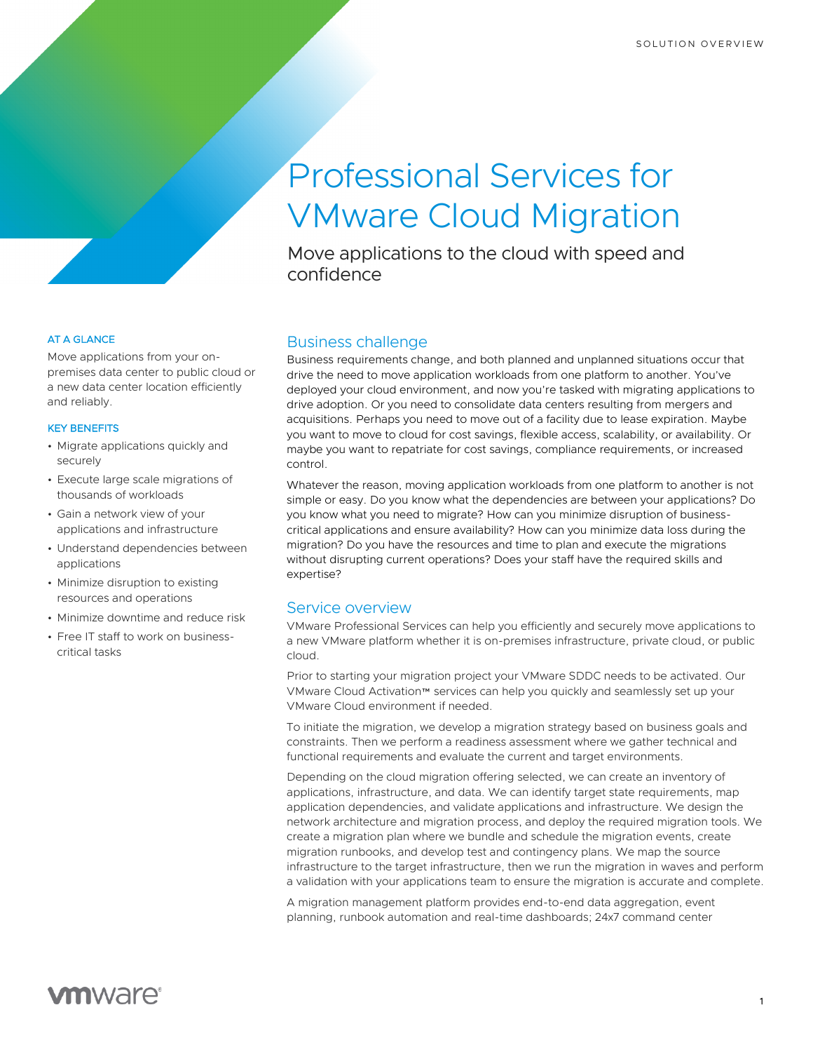SOLUTION OVERVIEW

# Professional Services for VMware Cloud Migration

Move applications to the cloud with speed and confidence

## AT A GLANCE

Move applications from your on-premises data center to public cloud or a new data center location efficiently and reliably.

## KEY BENEFITS

- Migrate applications quickly and securely
- Execute large scale migrations of thousands of workloads
- Gain a network view of your applications and infrastructure
- Understand dependencies between applications
- Minimize disruption to existing resources and operations
- Minimize downtime and reduce risk
- Free IT staff to work on business-critical tasks

## Business challenge

Business requirements change, and both planned and unplanned situations occur that drive the need to move application workloads from one platform to another. You've deployed your cloud environment, and now you're tasked with migrating applications to drive adoption. Or you need to consolidate data centers resulting from mergers and acquisitions. Perhaps you need to move out of a facility due to lease expiration. Maybe you want to move to cloud for cost savings, flexible access, scalability, or availability. Or maybe you want to repatriate for cost savings, compliance requirements, or increased control.

Whatever the reason, moving application workloads from one platform to another is not simple or easy. Do you know what the dependencies are between your applications? Do you know what you need to migrate? How can you minimize disruption of business-critical applications and ensure availability? How can you minimize data loss during the migration? Do you have the resources and time to plan and execute the migrations without disrupting current operations? Does your staff have the required skills and expertise?

## Service overview

VMware Professional Services can help you efficiently and securely move applications to a new VMware platform whether it is on-premises infrastructure, private cloud, or public cloud.

Prior to starting your migration project your VMware SDDC needs to be activated. Our VMware Cloud Activation™ services can help you quickly and seamlessly set up your VMware Cloud environment if needed.

To initiate the migration, we develop a migration strategy based on business goals and constraints. Then we perform a readiness assessment where we gather technical and functional requirements and evaluate the current and target environments.

Depending on the cloud migration offering selected, we can create an inventory of applications, infrastructure, and data. We can identify target state requirements, map application dependencies, and validate applications and infrastructure. We design the network architecture and migration process, and deploy the required migration tools. We create a migration plan where we bundle and schedule the migration events, create migration runbooks, and develop test and contingency plans. We map the source infrastructure to the target infrastructure, then we run the migration in waves and perform a validation with your applications team to ensure the migration is accurate and complete.

A migration management platform provides end-to-end data aggregation, event planning, runbook automation and real-time dashboards; 24x7 command center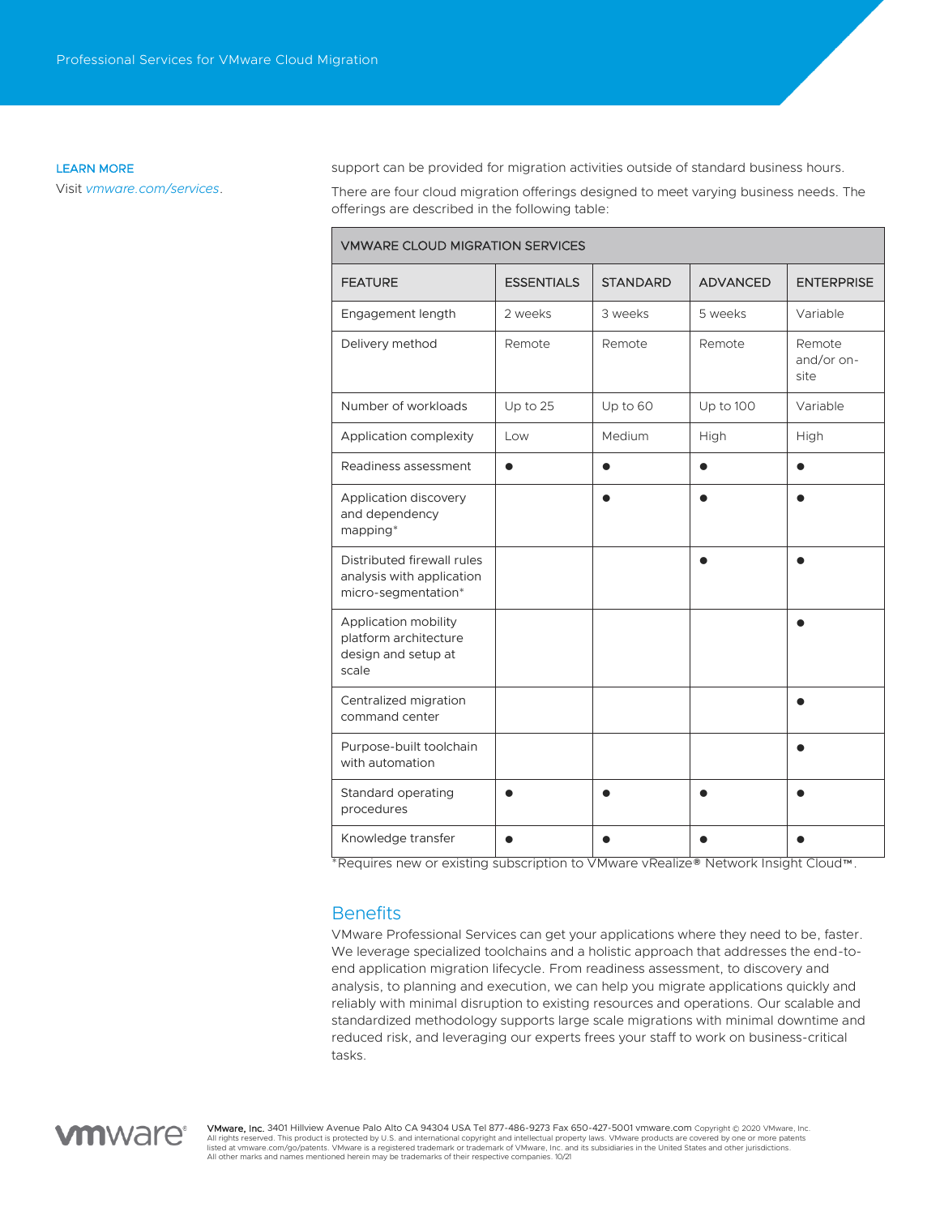**LEARN MORE**

Visit *vmware.com/services*.

support can be provided for migration activities outside of standard business hours.

There are four cloud migration offerings designed to meet varying business needs. The offerings are described in the following table:

| VMWARE CLOUD MIGRATION SERVICES | | | | |
|---|---|---|---|---|
| FEATURE | ESSENTIALS | STANDARD | ADVANCED | ENTERPRISE |
| Engagement length | 2 weeks | 3 weeks | 5 weeks | Variable |
| Delivery method | Remote | Remote | Remote | Remote and/or on-site |
| Number of workloads | Up to 25 | Up to 60 | Up to 100 | Variable |
| Application complexity | Low | Medium | High | High |
| Readiness assessment | ● | ● | ● | ● |
| Application discovery and dependency mapping* | | ● | ● | ● |
| Distributed firewall rules analysis with application micro-segmentation* | | | ● | ● |
| Application mobility platform architecture design and setup at scale | | | | ● |
| Centralized migration command center | | | | ● |
| Purpose-built toolchain with automation | | | | ● |
| Standard operating procedures | ● | ● | ● | ● |
| Knowledge transfer | ● | ● | ● | ● |

*Requires new or existing subscription to VMware vRealize® Network Insight Cloud™.

## Benefits

VMware Professional Services can get your applications where they need to be, faster. We leverage specialized toolchains and a holistic approach that addresses the end-to-end application migration lifecycle. From readiness assessment, to discovery and analysis, to planning and execution, we can help you migrate applications quickly and reliably with minimal disruption to existing resources and operations. Our scalable and standardized methodology supports large scale migrations with minimal downtime and reduced risk, and leveraging our experts frees your staff to work on business-critical tasks.

**VMware, Inc.** 3401 Hillview Avenue Palo Alto CA 94304 USA Tel 877-486-9273 Fax 650-427-5001 vmware.com Copyright © 2020 VMware, Inc. All rights reserved. This product is protected by U.S. and international copyright and intellectual property laws. VMware products are covered by one or more patents listed at vmware.com/go/patents. VMware is a registered trademark or trademark of VMware, Inc. and its subsidiaries in the United States and other jurisdictions. All other marks and names mentioned herein may be trademarks of their respective companies. 10/21